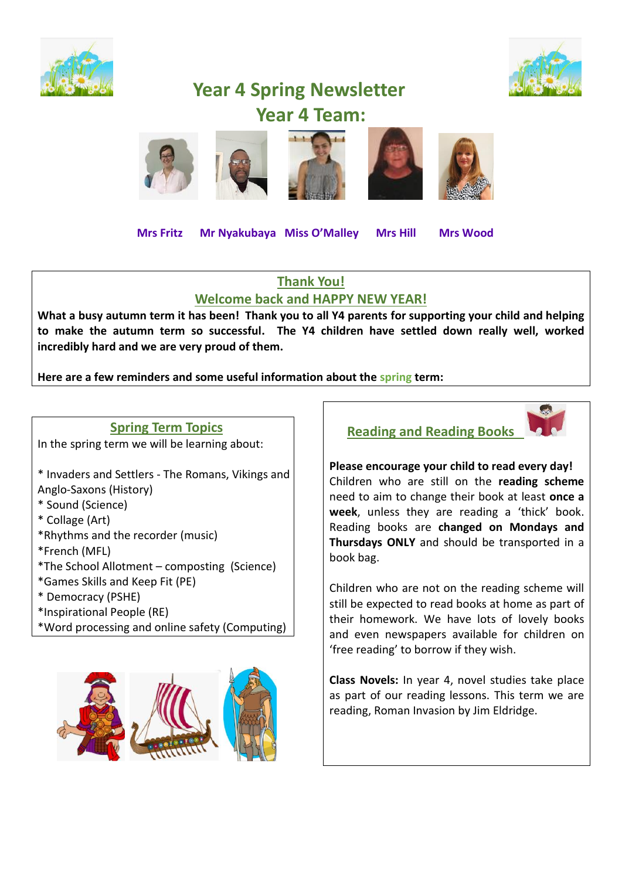# Year 4 Spring Newsletter

## Year 4 Team:

**Mrs Fritz** **Mr Nyakubaya** **Miss O'Malley** **Mrs Hill** **Mrs Wood**

## Thank You!

## Welcome back and HAPPY NEW YEAR!

**What a busy autumn term it has been! Thank you to all Y4 parents for supporting your child and helping to make the autumn term so successful. The Y4 children have settled down really well, worked incredibly hard and we are very proud of them.**

**Here are a few reminders and some useful information about the spring term:**

## Spring Term Topics

In the spring term we will be learning about:

* Invaders and Settlers - The Romans, Vikings and Anglo-Saxons (History)
* Sound (Science)
* Collage (Art)
* Rhythms and the recorder (music)
* French (MFL)
* The School Allotment – composting (Science)
* Games Skills and Keep Fit (PE)
* Democracy (PSHE)
* Inspirational People (RE)
* Word processing and online safety (Computing)

## Reading and Reading Books

**Please encourage your child to read every day!** Children who are still on the **reading scheme** need to aim to change their book at least **once a week**, unless they are reading a 'thick' book. Reading books are **changed on Mondays and Thursdays ONLY** and should be transported in a book bag.

Children who are not on the reading scheme will still be expected to read books at home as part of their homework. We have lots of lovely books and even newspapers available for children on 'free reading' to borrow if they wish.

**Class Novels:** In year 4, novel studies take place as part of our reading lessons. This term we are reading, Roman Invasion by Jim Eldridge.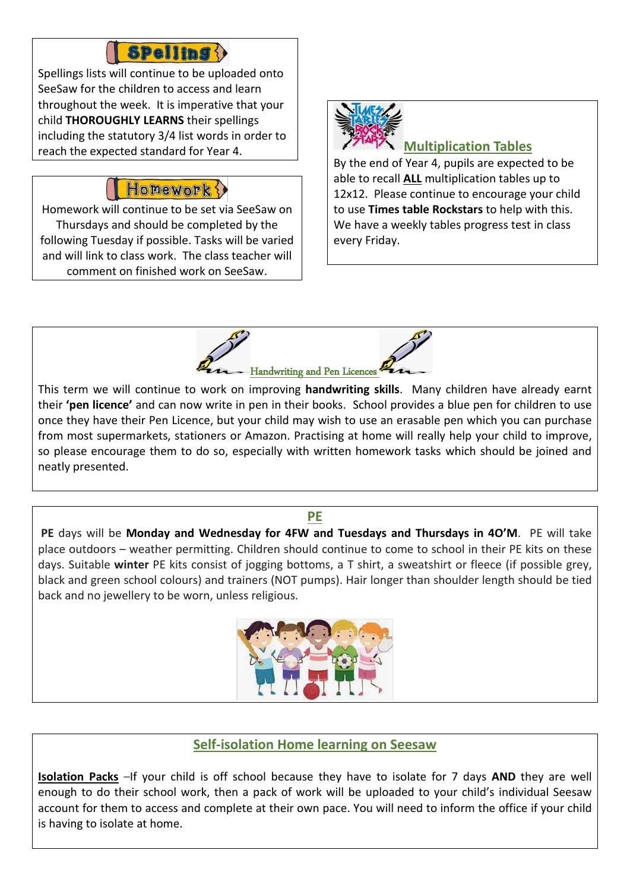## Spelling

Spellings lists will continue to be uploaded onto SeeSaw for the children to access and learn throughout the week. It is imperative that your child **THOROUGHLY LEARNS** their spellings including the statutory 3/4 list words in order to reach the expected standard for Year 4.

## Homework

Homework will continue to be set via SeeSaw on Thursdays and should be completed by the following Tuesday if possible. Tasks will be varied and will link to class work. The class teacher will comment on finished work on SeeSaw.

## Multiplication Tables

By the end of Year 4, pupils are expected to be able to recall **ALL** multiplication tables up to 12x12. Please continue to encourage your child to use **Times table Rockstars** to help with this. We have a weekly tables progress test in class every Friday.

## Handwriting and Pen Licences

This term we will continue to work on improving **handwriting skills**. Many children have already earnt their **'pen licence'** and can now write in pen in their books. School provides a blue pen for children to use once they have their Pen Licence, but your child may wish to use an erasable pen which you can purchase from most supermarkets, stationers or Amazon. Practising at home will really help your child to improve, so please encourage them to do so, especially with written homework tasks which should be joined and neatly presented.

## PE

**PE** days will be **Monday and Wednesday for 4FW and Tuesdays and Thursdays in 4O'M**. PE will take place outdoors – weather permitting. Children should continue to come to school in their PE kits on these days. Suitable **winter** PE kits consist of jogging bottoms, a T shirt, a sweatshirt or fleece (if possible grey, black and green school colours) and trainers (NOT pumps). Hair longer than shoulder length should be tied back and no jewellery to be worn, unless religious.

## Self-isolation Home learning on Seesaw

**Isolation Packs** –If your child is off school because they have to isolate for 7 days **AND** they are well enough to do their school work, then a pack of work will be uploaded to your child's individual Seesaw account for them to access and complete at their own pace. You will need to inform the office if your child is having to isolate at home.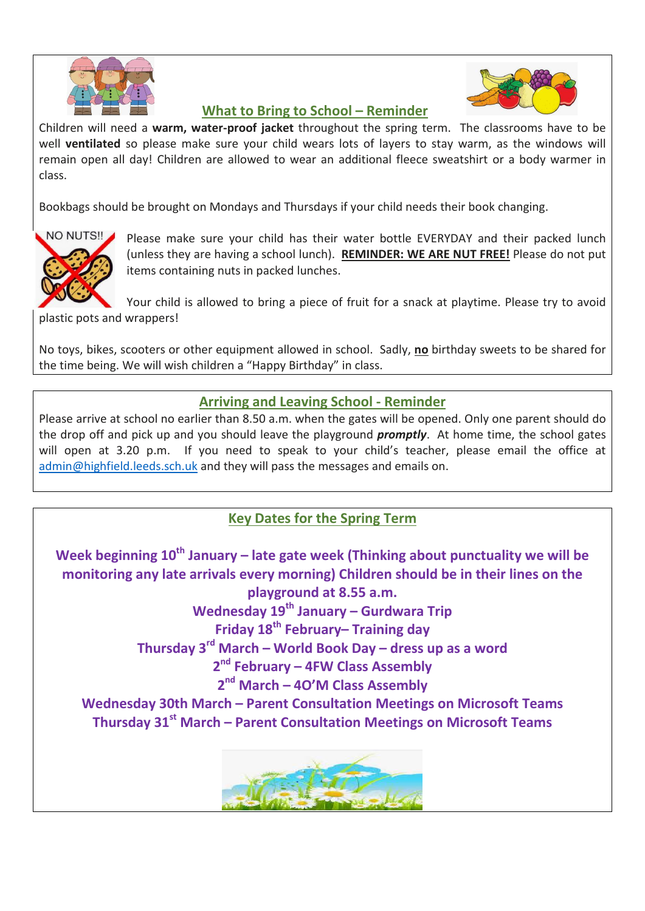## What to Bring to School – Reminder

Children will need a **warm, water-proof jacket** throughout the spring term. The classrooms have to be well **ventilated** so please make sure your child wears lots of layers to stay warm, as the windows will remain open all day! Children are allowed to wear an additional fleece sweatshirt or a body warmer in class.

Bookbags should be brought on Mondays and Thursdays if your child needs their book changing.

Please make sure your child has their water bottle EVERYDAY and their packed lunch (unless they are having a school lunch). **REMINDER: WE ARE NUT FREE!** Please do not put items containing nuts in packed lunches.

Your child is allowed to bring a piece of fruit for a snack at playtime. Please try to avoid plastic pots and wrappers!

No toys, bikes, scooters or other equipment allowed in school. Sadly, **no** birthday sweets to be shared for the time being. We will wish children a "Happy Birthday" in class.

## Arriving and Leaving School - Reminder

Please arrive at school no earlier than 8.50 a.m. when the gates will be opened. Only one parent should do the drop off and pick up and you should leave the playground ***promptly***. At home time, the school gates will open at 3.20 p.m. If you need to speak to your child's teacher, please email the office at admin@highfield.leeds.sch.uk and they will pass the messages and emails on.

## Key Dates for the Spring Term

**Week beginning 10th January – late gate week (Thinking about punctuality we will be monitoring any late arrivals every morning) Children should be in their lines on the playground at 8.55 a.m.**

**Wednesday 19th January – Gurdwara Trip**

**Friday 18th February– Training day**

**Thursday 3rd March – World Book Day – dress up as a word**

**2nd February – 4FW Class Assembly**

**2nd March – 4O'M Class Assembly**

**Wednesday 30th March – Parent Consultation Meetings on Microsoft Teams**

**Thursday 31st March – Parent Consultation Meetings on Microsoft Teams**